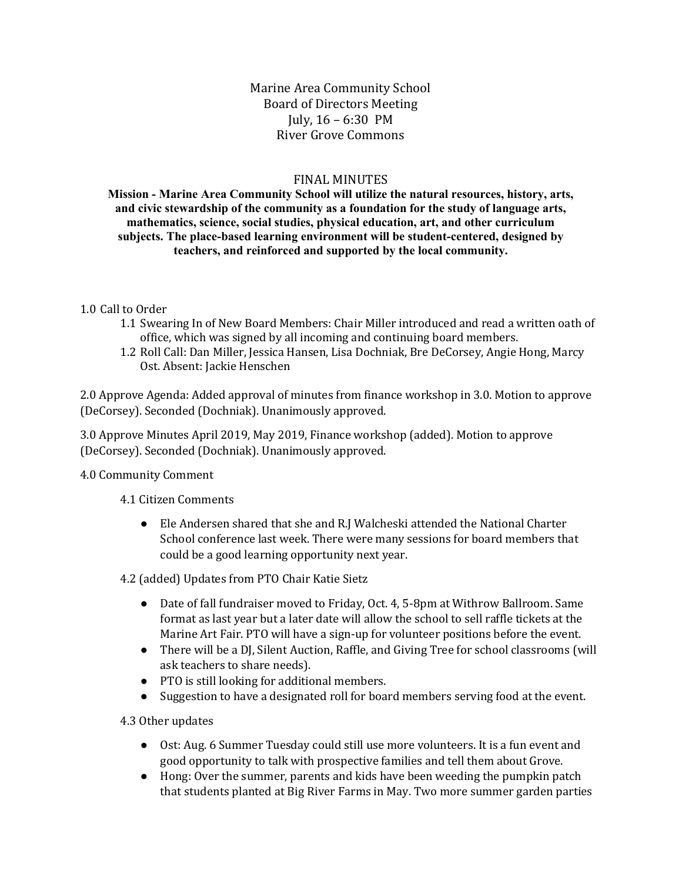Marine Area Community School
Board of Directors Meeting
July, 16 – 6:30 PM
River Grove Commons

FINAL MINUTES

**Mission - Marine Area Community School will utilize the natural resources, history, arts, and civic stewardship of the community as a foundation for the study of language arts, mathematics, science, social studies, physical education, art, and other curriculum subjects. The place-based learning environment will be student-centered, designed by teachers, and reinforced and supported by the local community.**

1.0 Call to Order

- 1.1 Swearing In of New Board Members: Chair Miller introduced and read a written oath of office, which was signed by all incoming and continuing board members.
- 1.2 Roll Call: Dan Miller, Jessica Hansen, Lisa Dochniak, Bre DeCorsey, Angie Hong, Marcy Ost. Absent: Jackie Henschen

2.0 Approve Agenda: Added approval of minutes from finance workshop in 3.0. Motion to approve (DeCorsey). Seconded (Dochniak). Unanimously approved.

3.0 Approve Minutes April 2019, May 2019, Finance workshop (added). Motion to approve (DeCorsey). Seconded (Dochniak). Unanimously approved.

4.0 Community Comment

4.1 Citizen Comments

- Ele Andersen shared that she and R.J Walcheski attended the National Charter School conference last week. There were many sessions for board members that could be a good learning opportunity next year.

4.2 (added) Updates from PTO Chair Katie Sietz

- Date of fall fundraiser moved to Friday, Oct. 4, 5-8pm at Withrow Ballroom. Same format as last year but a later date will allow the school to sell raffle tickets at the Marine Art Fair. PTO will have a sign-up for volunteer positions before the event.
- There will be a DJ, Silent Auction, Raffle, and Giving Tree for school classrooms (will ask teachers to share needs).
- PTO is still looking for additional members.
- Suggestion to have a designated roll for board members serving food at the event.

4.3 Other updates

- Ost: Aug. 6 Summer Tuesday could still use more volunteers. It is a fun event and good opportunity to talk with prospective families and tell them about Grove.
- Hong: Over the summer, parents and kids have been weeding the pumpkin patch that students planted at Big River Farms in May. Two more summer garden parties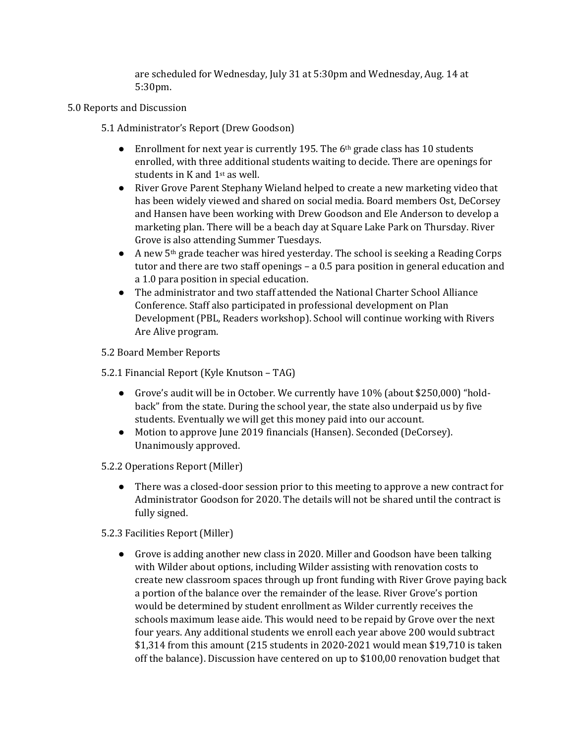are scheduled for Wednesday, July 31 at 5:30pm and Wednesday, Aug. 14 at 5:30pm.

5.0 Reports and Discussion

5.1 Administrator's Report (Drew Goodson)

- Enrollment for next year is currently 195. The 6th grade class has 10 students enrolled, with three additional students waiting to decide. There are openings for students in K and 1st as well.
- River Grove Parent Stephany Wieland helped to create a new marketing video that has been widely viewed and shared on social media. Board members Ost, DeCorsey and Hansen have been working with Drew Goodson and Ele Anderson to develop a marketing plan. There will be a beach day at Square Lake Park on Thursday. River Grove is also attending Summer Tuesdays.
- A new 5th grade teacher was hired yesterday. The school is seeking a Reading Corps tutor and there are two staff openings – a 0.5 para position in general education and a 1.0 para position in special education.
- The administrator and two staff attended the National Charter School Alliance Conference. Staff also participated in professional development on Plan Development (PBL, Readers workshop). School will continue working with Rivers Are Alive program.

5.2 Board Member Reports

5.2.1 Financial Report (Kyle Knutson – TAG)

- Grove's audit will be in October. We currently have 10% (about $250,000) "hold-back" from the state. During the school year, the state also underpaid us by five students. Eventually we will get this money paid into our account.
- Motion to approve June 2019 financials (Hansen). Seconded (DeCorsey). Unanimously approved.

5.2.2 Operations Report (Miller)

- There was a closed-door session prior to this meeting to approve a new contract for Administrator Goodson for 2020. The details will not be shared until the contract is fully signed.

5.2.3 Facilities Report (Miller)

- Grove is adding another new class in 2020. Miller and Goodson have been talking with Wilder about options, including Wilder assisting with renovation costs to create new classroom spaces through up front funding with River Grove paying back a portion of the balance over the remainder of the lease. River Grove's portion would be determined by student enrollment as Wilder currently receives the schools maximum lease aide. This would need to be repaid by Grove over the next four years. Any additional students we enroll each year above 200 would subtract $1,314 from this amount (215 students in 2020-2021 would mean $19,710 is taken off the balance). Discussion have centered on up to $100,00 renovation budget that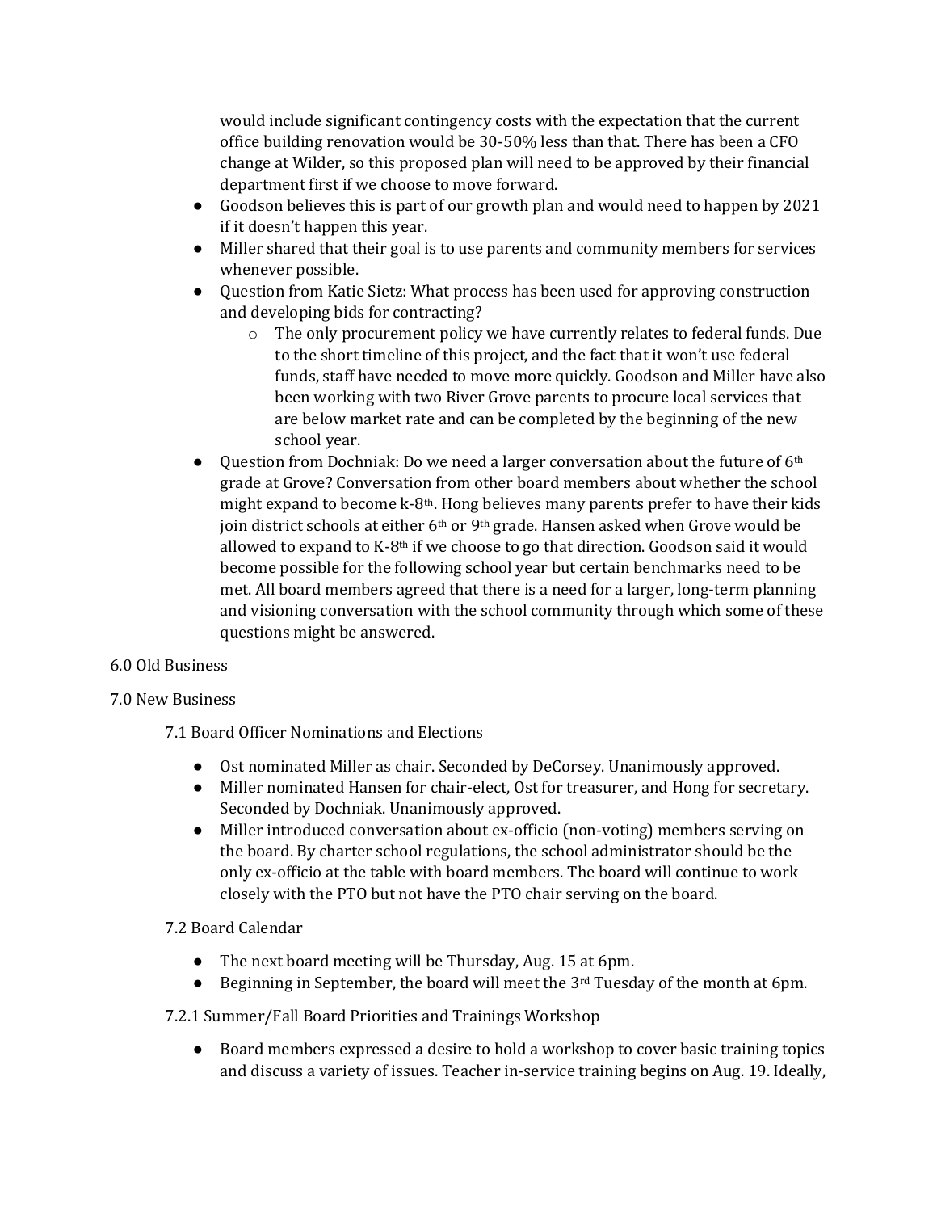would include significant contingency costs with the expectation that the current office building renovation would be 30-50% less than that. There has been a CFO change at Wilder, so this proposed plan will need to be approved by their financial department first if we choose to move forward.

- Goodson believes this is part of our growth plan and would need to happen by 2021 if it doesn't happen this year.
- Miller shared that their goal is to use parents and community members for services whenever possible.
- Question from Katie Sietz: What process has been used for approving construction and developing bids for contracting?
    - The only procurement policy we have currently relates to federal funds. Due to the short timeline of this project, and the fact that it won't use federal funds, staff have needed to move more quickly. Goodson and Miller have also been working with two River Grove parents to procure local services that are below market rate and can be completed by the beginning of the new school year.
- Question from Dochniak: Do we need a larger conversation about the future of 6th grade at Grove? Conversation from other board members about whether the school might expand to become k-8th. Hong believes many parents prefer to have their kids join district schools at either 6th or 9th grade. Hansen asked when Grove would be allowed to expand to K-8th if we choose to go that direction. Goodson said it would become possible for the following school year but certain benchmarks need to be met. All board members agreed that there is a need for a larger, long-term planning and visioning conversation with the school community through which some of these questions might be answered.

6.0 Old Business

7.0 New Business

7.1 Board Officer Nominations and Elections

- Ost nominated Miller as chair. Seconded by DeCorsey. Unanimously approved.
- Miller nominated Hansen for chair-elect, Ost for treasurer, and Hong for secretary. Seconded by Dochniak. Unanimously approved.
- Miller introduced conversation about ex-officio (non-voting) members serving on the board. By charter school regulations, the school administrator should be the only ex-officio at the table with board members. The board will continue to work closely with the PTO but not have the PTO chair serving on the board.

7.2 Board Calendar

- The next board meeting will be Thursday, Aug. 15 at 6pm.
- Beginning in September, the board will meet the 3rd Tuesday of the month at 6pm.

7.2.1 Summer/Fall Board Priorities and Trainings Workshop

- Board members expressed a desire to hold a workshop to cover basic training topics and discuss a variety of issues. Teacher in-service training begins on Aug. 19. Ideally,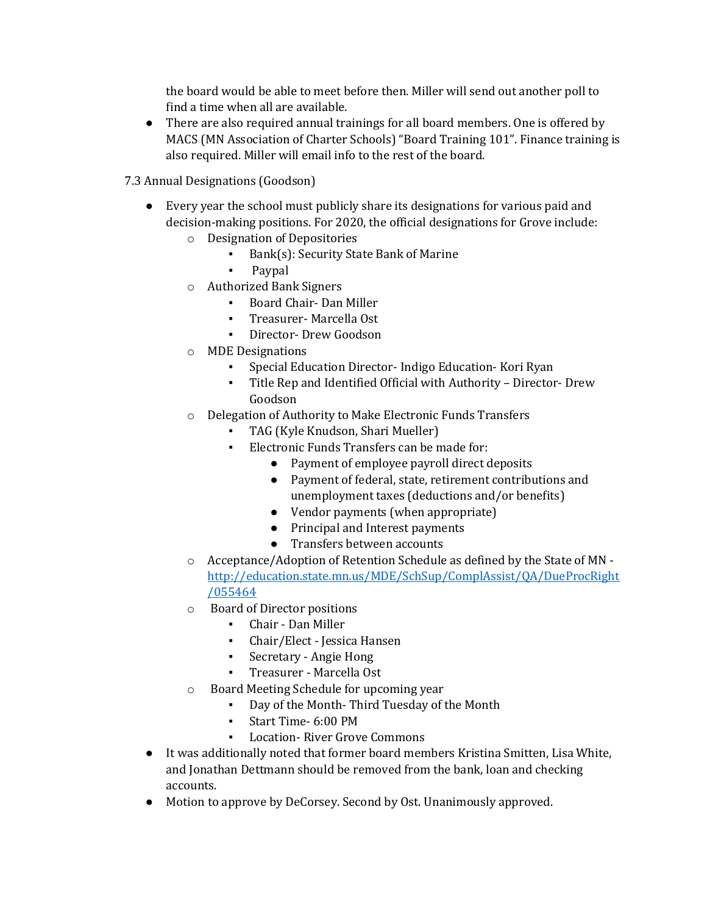the board would be able to meet before then. Miller will send out another poll to find a time when all are available.

- There are also required annual trainings for all board members. One is offered by MACS (MN Association of Charter Schools) "Board Training 101". Finance training is also required. Miller will email info to the rest of the board.

7.3 Annual Designations (Goodson)

- Every year the school must publicly share its designations for various paid and decision-making positions. For 2020, the official designations for Grove include:
  - Designation of Depositories
    - Bank(s): Security State Bank of Marine
    - Paypal
  - Authorized Bank Signers
    - Board Chair- Dan Miller
    - Treasurer- Marcella Ost
    - Director- Drew Goodson
  - MDE Designations
    - Special Education Director- Indigo Education- Kori Ryan
    - Title Rep and Identified Official with Authority – Director- Drew Goodson
  - Delegation of Authority to Make Electronic Funds Transfers
    - TAG (Kyle Knudson, Shari Mueller)
    - Electronic Funds Transfers can be made for:
      - Payment of employee payroll direct deposits
      - Payment of federal, state, retirement contributions and unemployment taxes (deductions and/or benefits)
      - Vendor payments (when appropriate)
      - Principal and Interest payments
      - Transfers between accounts
  - Acceptance/Adoption of Retention Schedule as defined by the State of MN - http://education.state.mn.us/MDE/SchSup/ComplAssist/QA/DueProcRight/055464
  - Board of Director positions
    - Chair - Dan Miller
    - Chair/Elect - Jessica Hansen
    - Secretary - Angie Hong
    - Treasurer - Marcella Ost
  - Board Meeting Schedule for upcoming year
    - Day of the Month- Third Tuesday of the Month
    - Start Time- 6:00 PM
    - Location- River Grove Commons
- It was additionally noted that former board members Kristina Smitten, Lisa White, and Jonathan Dettmann should be removed from the bank, loan and checking accounts.
- Motion to approve by DeCorsey. Second by Ost. Unanimously approved.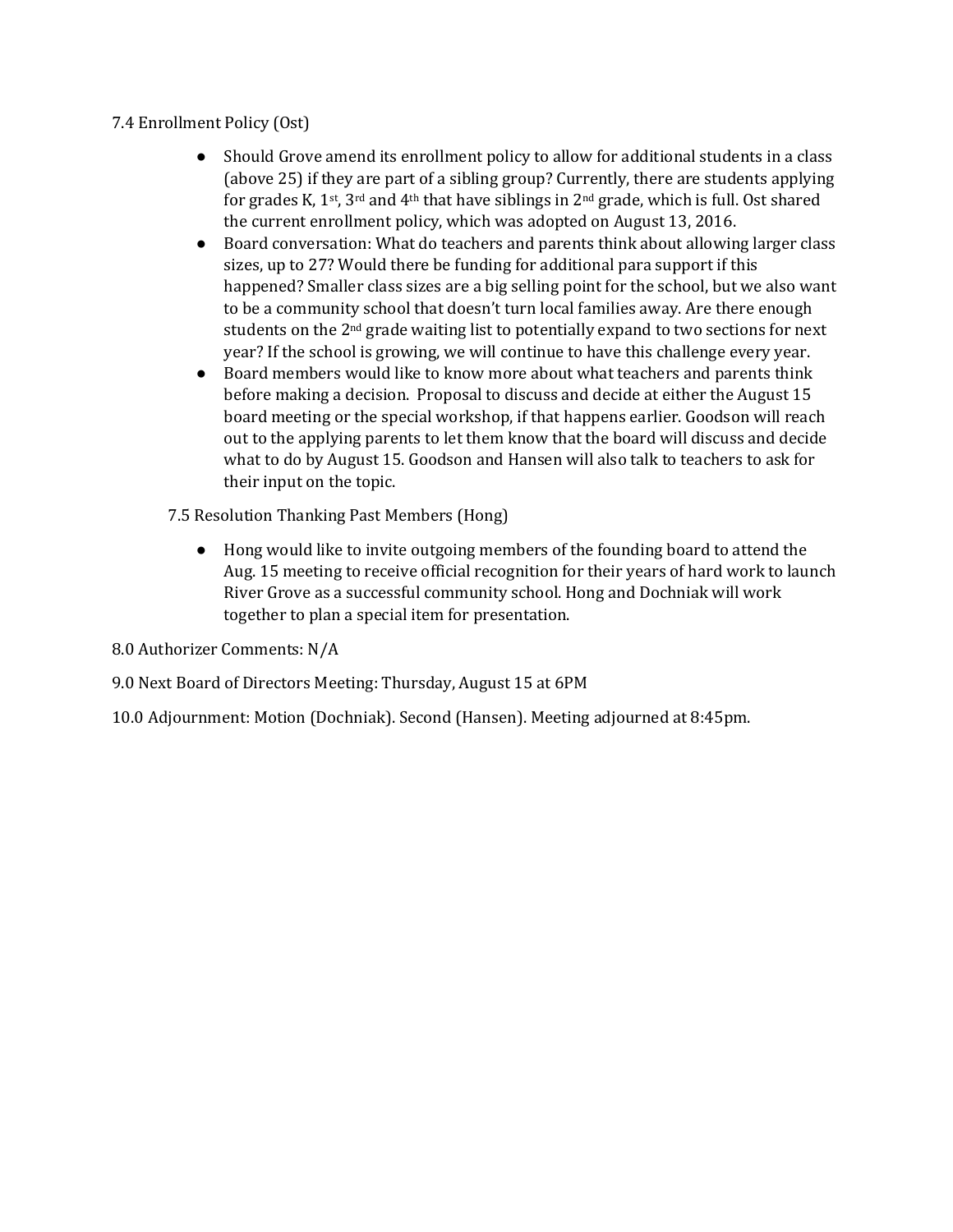7.4 Enrollment Policy (Ost)

- Should Grove amend its enrollment policy to allow for additional students in a class (above 25) if they are part of a sibling group? Currently, there are students applying for grades K, 1st, 3rd and 4th that have siblings in 2nd grade, which is full. Ost shared the current enrollment policy, which was adopted on August 13, 2016.
- Board conversation: What do teachers and parents think about allowing larger class sizes, up to 27? Would there be funding for additional para support if this happened? Smaller class sizes are a big selling point for the school, but we also want to be a community school that doesn't turn local families away. Are there enough students on the 2nd grade waiting list to potentially expand to two sections for next year? If the school is growing, we will continue to have this challenge every year.
- Board members would like to know more about what teachers and parents think before making a decision. Proposal to discuss and decide at either the August 15 board meeting or the special workshop, if that happens earlier. Goodson will reach out to the applying parents to let them know that the board will discuss and decide what to do by August 15. Goodson and Hansen will also talk to teachers to ask for their input on the topic.

7.5 Resolution Thanking Past Members (Hong)

- Hong would like to invite outgoing members of the founding board to attend the Aug. 15 meeting to receive official recognition for their years of hard work to launch River Grove as a successful community school. Hong and Dochniak will work together to plan a special item for presentation.

8.0 Authorizer Comments: N/A

9.0 Next Board of Directors Meeting: Thursday, August 15 at 6PM

10.0 Adjournment: Motion (Dochniak). Second (Hansen). Meeting adjourned at 8:45pm.